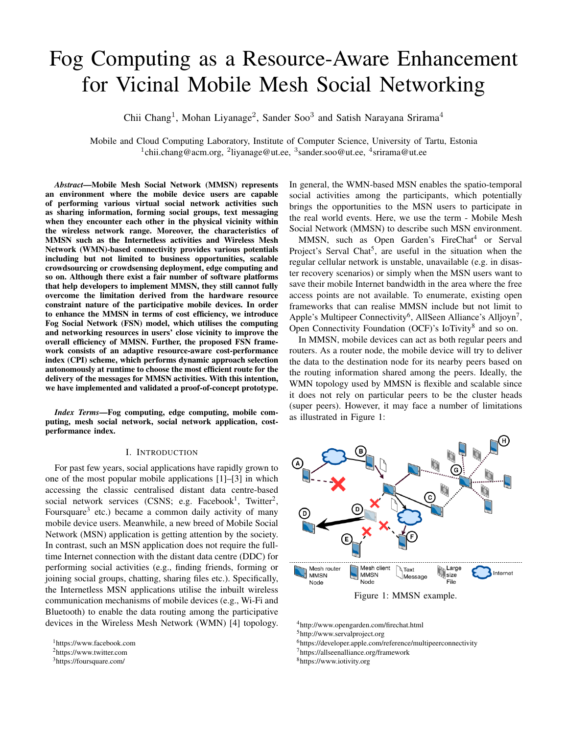# Fog Computing as a Resource-Aware Enhancement for Vicinal Mobile Mesh Social Networking

Chii Chang[1], Mohan Liyanage[2], Sander Soo[3] and Satish Narayana Srirama[4]

Mobile and Cloud Computing Laboratory, Institute of Computer Science, University of Tartu, Estonia
[1]chii.chang@acm.org, [2]liyanage@ut.ee, [3]sander.soo@ut.ee, [4]srirama@ut.ee

***Abstract*—Mobile Mesh Social Network (MMSN) represents an environment where the mobile device users are capable of performing various virtual social network activities such as sharing information, forming social groups, text messaging when they encounter each other in the physical vicinity within the wireless network range. Moreover, the characteristics of MMSN such as the Internetless activities and Wireless Mesh Network (WMN)-based connectivity provides various potentials including but not limited to business opportunities, scalable crowdsourcing or crowdsensing deployment, edge computing and so on. Although there exist a fair number of software platforms that help developers to implement MMSN, they still cannot fully overcome the limitation derived from the hardware resource constraint nature of the participative mobile devices. In order to enhance the MMSN in terms of cost efficiency, we introduce Fog Social Network (FSN) model, which utilises the computing and networking resources in users' close vicinity to improve the overall efficiency of MMSN. Further, the proposed FSN framework consists of an adaptive resource-aware cost-performance index (CPI) scheme, which performs dynamic approach selection autonomously at runtime to choose the most efficient route for the delivery of the messages for MMSN activities. With this intention, we have implemented and validated a proof-of-concept prototype.**

***Index Terms*—Fog computing, edge computing, mobile computing, mesh social network, social network application, cost-performance index.**

## I. Introduction

For past few years, social applications have rapidly grown to one of the most popular mobile applications [1]–[3] in which accessing the classic centralised distant data centre-based social network services (CSNS; e.g. Facebook[1], Twitter[2], Foursquare[3] etc.) became a common daily activity of many mobile device users. Meanwhile, a new breed of Mobile Social Network (MSN) application is getting attention by the society. In contrast, such an MSN application does not require the full-time Internet connection with the distant data centre (DDC) for performing social activities (e.g., finding friends, forming or joining social groups, chatting, sharing files etc.). Specifically, the Internetless MSN applications utilise the inbuilt wireless communication mechanisms of mobile devices (e.g., Wi-Fi and Bluetooth) to enable the data routing among the participative devices in the Wireless Mesh Network (WMN) [4] topology.

In general, the WMN-based MSN enables the spatio-temporal social activities among the participants, which potentially brings the opportunities to the MSN users to participate in the real world events. Here, we use the term - Mobile Mesh Social Network (MMSN) to describe such MSN environment.

MMSN, such as Open Garden's FireChat[4] or Serval Project's Serval Chat[5], are useful in the situation when the regular cellular network is unstable, unavailable (e.g. in disaster recovery scenarios) or simply when the MSN users want to save their mobile Internet bandwidth in the area where the free access points are not available. To enumerate, existing open frameworks that can realise MMSN include but not limit to Apple's Multipeer Connectivity[6], AllSeen Alliance's Alljoyn[7], Open Connectivity Foundation (OCF)'s IoTivity[8] and so on.

In MMSN, mobile devices can act as both regular peers and routers. As a router node, the mobile device will try to deliver the data to the destination node for its nearby peers based on the routing information shared among the peers. Ideally, the WMN topology used by MMSN is flexible and scalable since it does not rely on particular peers to be the cluster heads (super peers). However, it may face a number of limitations as illustrated in Figure 1:

Figure 1: MMSN example.

[1]https://www.facebook.com
[2]https://www.twitter.com
[3]https://foursquare.com/
[4]http://www.opengarden.com/firechat.html
[5]http://www.servalproject.org
[6]https://developer.apple.com/reference/multipeerconnectivity
[7]https://allseenalliance.org/framework
[8]https://www.iotivity.org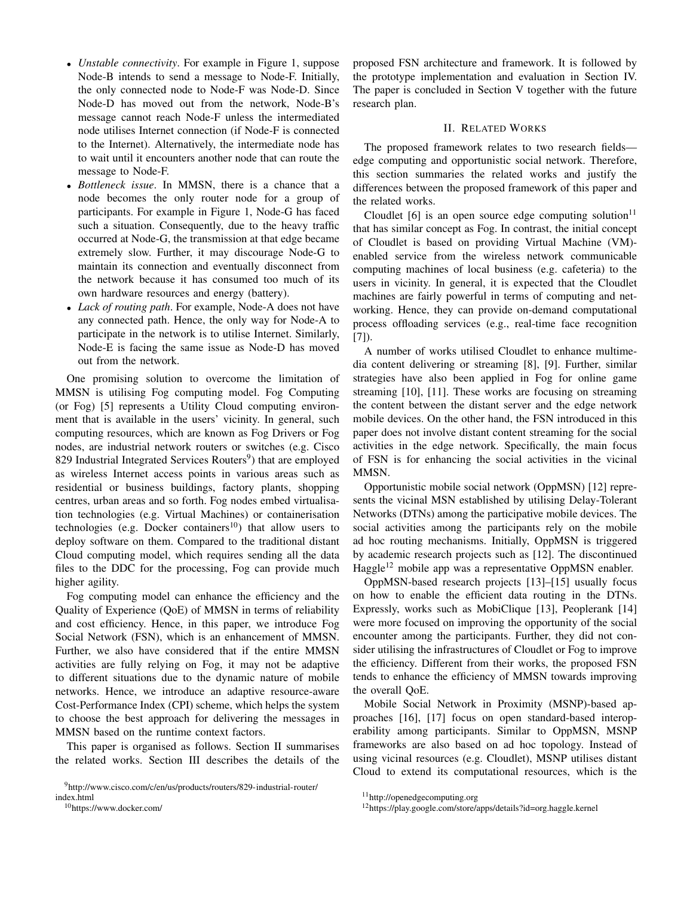- *Unstable connectivity*. For example in Figure 1, suppose Node-B intends to send a message to Node-F. Initially, the only connected node to Node-F was Node-D. Since Node-D has moved out from the network, Node-B's message cannot reach Node-F unless the intermediated node utilises Internet connection (if Node-F is connected to the Internet). Alternatively, the intermediate node has to wait until it encounters another node that can route the message to Node-F.
- *Bottleneck issue*. In MMSN, there is a chance that a node becomes the only router node for a group of participants. For example in Figure 1, Node-G has faced such a situation. Consequently, due to the heavy traffic occurred at Node-G, the transmission at that edge became extremely slow. Further, it may discourage Node-G to maintain its connection and eventually disconnect from the network because it has consumed too much of its own hardware resources and energy (battery).
- *Lack of routing path*. For example, Node-A does not have any connected path. Hence, the only way for Node-A to participate in the network is to utilise Internet. Similarly, Node-E is facing the same issue as Node-D has moved out from the network.

One promising solution to overcome the limitation of MMSN is utilising Fog computing model. Fog Computing (or Fog) [5] represents a Utility Cloud computing environment that is available in the users' vicinity. In general, such computing resources, which are known as Fog Drivers or Fog nodes, are industrial network routers or switches (e.g. Cisco 829 Industrial Integrated Services Routers[9]) that are employed as wireless Internet access points in various areas such as residential or business buildings, factory plants, shopping centres, urban areas and so forth. Fog nodes embed virtualisation technologies (e.g. Virtual Machines) or containerisation technologies (e.g. Docker containers[10]) that allow users to deploy software on them. Compared to the traditional distant Cloud computing model, which requires sending all the data files to the DDC for the processing, Fog can provide much higher agility.

Fog computing model can enhance the efficiency and the Quality of Experience (QoE) of MMSN in terms of reliability and cost efficiency. Hence, in this paper, we introduce Fog Social Network (FSN), which is an enhancement of MMSN. Further, we also have considered that if the entire MMSN activities are fully relying on Fog, it may not be adaptive to different situations due to the dynamic nature of mobile networks. Hence, we introduce an adaptive resource-aware Cost-Performance Index (CPI) scheme, which helps the system to choose the best approach for delivering the messages in MMSN based on the runtime context factors.

This paper is organised as follows. Section II summarises the related works. Section III describes the details of the proposed FSN architecture and framework. It is followed by the prototype implementation and evaluation in Section IV. The paper is concluded in Section V together with the future research plan.

## II. Related Works

The proposed framework relates to two research fields—edge computing and opportunistic social network. Therefore, this section summaries the related works and justify the differences between the proposed framework of this paper and the related works.

Cloudlet [6] is an open source edge computing solution[11] that has similar concept as Fog. In contrast, the initial concept of Cloudlet is based on providing Virtual Machine (VM)-enabled service from the wireless network communicable computing machines of local business (e.g. cafeteria) to the users in vicinity. In general, it is expected that the Cloudlet machines are fairly powerful in terms of computing and networking. Hence, they can provide on-demand computational process offloading services (e.g., real-time face recognition [7]).

A number of works utilised Cloudlet to enhance multimedia content delivering or streaming [8], [9]. Further, similar strategies have also been applied in Fog for online game streaming [10], [11]. These works are focusing on streaming the content between the distant server and the edge network mobile devices. On the other hand, the FSN introduced in this paper does not involve distant content streaming for the social activities in the edge network. Specifically, the main focus of FSN is for enhancing the social activities in the vicinal MMSN.

Opportunistic mobile social network (OppMSN) [12] represents the vicinal MSN established by utilising Delay-Tolerant Networks (DTNs) among the participative mobile devices. The social activities among the participants rely on the mobile ad hoc routing mechanisms. Initially, OppMSN is triggered by academic research projects such as [12]. The discontinued Haggle[12] mobile app was a representative OppMSN enabler.

OppMSN-based research projects [13]–[15] usually focus on how to enable the efficient data routing in the DTNs. Expressly, works such as MobiClique [13], Peoplerank [14] were more focused on improving the opportunity of the social encounter among the participants. Further, they did not consider utilising the infrastructures of Cloudlet or Fog to improve the efficiency. Different from their works, the proposed FSN tends to enhance the efficiency of MMSN towards improving the overall QoE.

Mobile Social Network in Proximity (MSNP)-based approaches [16], [17] focus on open standard-based interoperability among participants. Similar to OppMSN, MSNP frameworks are also based on ad hoc topology. Instead of using vicinal resources (e.g. Cloudlet), MSNP utilises distant Cloud to extend its computational resources, which is the

[9] http://www.cisco.com/c/en/us/products/routers/829-industrial-router/index.html

[10] https://www.docker.com/

[11] http://openedgecomputing.org

[12] https://play.google.com/store/apps/details?id=org.haggle.kernel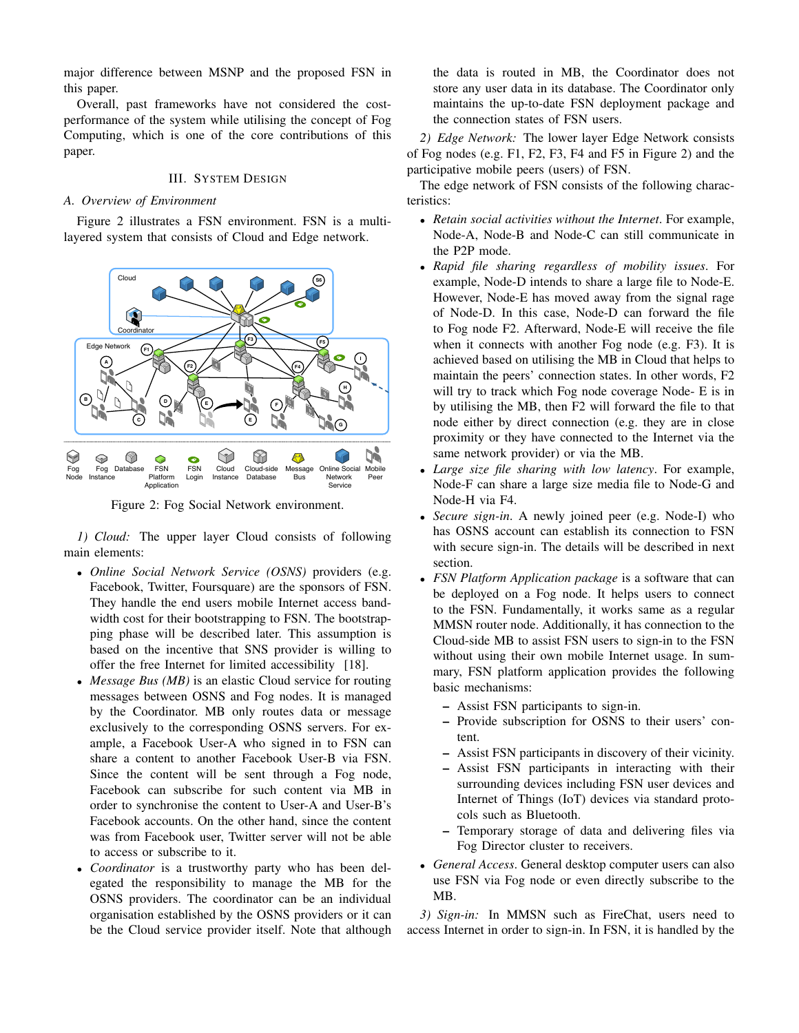major difference between MSNP and the proposed FSN in this paper.

Overall, past frameworks have not considered the cost-performance of the system while utilising the concept of Fog Computing, which is one of the core contributions of this paper.

## III. System Design

### A. Overview of Environment

Figure 2 illustrates a FSN environment. FSN is a multi-layered system that consists of Cloud and Edge network.

Figure 2: Fog Social Network environment.

*1) Cloud:* The upper layer Cloud consists of following main elements:

- *Online Social Network Service (OSNS)* providers (e.g. Facebook, Twitter, Foursquare) are the sponsors of FSN. They handle the end users mobile Internet access bandwidth cost for their bootstrapping to FSN. The bootstrapping phase will be described later. This assumption is based on the incentive that SNS provider is willing to offer the free Internet for limited accessibility [18].
- *Message Bus (MB)* is an elastic Cloud service for routing messages between OSNS and Fog nodes. It is managed by the Coordinator. MB only routes data or message exclusively to the corresponding OSNS servers. For example, a Facebook User-A who signed in to FSN can share a content to another Facebook User-B via FSN. Since the content will be sent through a Fog node, Facebook can subscribe for such content via MB in order to synchronise the content to User-A and User-B's Facebook accounts. On the other hand, since the content was from Facebook user, Twitter server will not be able to access or subscribe to it.
- *Coordinator* is a trustworthy party who has been delegated the responsibility to manage the MB for the OSNS providers. The coordinator can be an individual organisation established by the OSNS providers or it can be the Cloud service provider itself. Note that although the data is routed in MB, the Coordinator does not store any user data in its database. The Coordinator only maintains the up-to-date FSN deployment package and the connection states of FSN users.

*2) Edge Network:* The lower layer Edge Network consists of Fog nodes (e.g. F1, F2, F3, F4 and F5 in Figure 2) and the participative mobile peers (users) of FSN.

The edge network of FSN consists of the following characteristics:

- *Retain social activities without the Internet*. For example, Node-A, Node-B and Node-C can still communicate in the P2P mode.
- *Rapid file sharing regardless of mobility issues*. For example, Node-D intends to share a large file to Node-E. However, Node-E has moved away from the signal rage of Node-D. In this case, Node-D can forward the file to Fog node F2. Afterward, Node-E will receive the file when it connects with another Fog node (e.g. F3). It is achieved based on utilising the MB in Cloud that helps to maintain the peers' connection states. In other words, F2 will try to track which Fog node coverage Node- E is in by utilising the MB, then F2 will forward the file to that node either by direct connection (e.g. they are in close proximity or they have connected to the Internet via the same network provider) or via the MB.
- *Large size file sharing with low latency*. For example, Node-F can share a large size media file to Node-G and Node-H via F4.
- *Secure sign-in*. A newly joined peer (e.g. Node-I) who has OSNS account can establish its connection to FSN with secure sign-in. The details will be described in next section.
- *FSN Platform Application package* is a software that can be deployed on a Fog node. It helps users to connect to the FSN. Fundamentally, it works same as a regular MMSN router node. Additionally, it has connection to the Cloud-side MB to assist FSN users to sign-in to the FSN without using their own mobile Internet usage. In summary, FSN platform application provides the following basic mechanisms:
  - Assist FSN participants to sign-in.
  - Provide subscription for OSNS to their users' content.
  - Assist FSN participants in discovery of their vicinity.
  - Assist FSN participants in interacting with their surrounding devices including FSN user devices and Internet of Things (IoT) devices via standard protocols such as Bluetooth.
  - Temporary storage of data and delivering files via Fog Director cluster to receivers.
- *General Access*. General desktop computer users can also use FSN via Fog node or even directly subscribe to the MB.

*3) Sign-in:* In MMSN such as FireChat, users need to access Internet in order to sign-in. In FSN, it is handled by the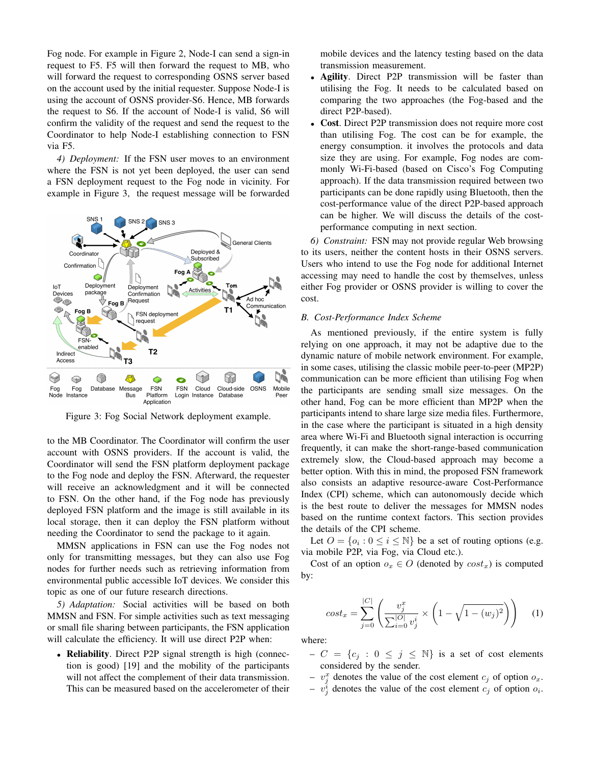Fog node. For example in Figure 2, Node-I can send a sign-in request to F5. F5 will then forward the request to MB, who will forward the request to corresponding OSNS server based on the account used by the initial requester. Suppose Node-I is using the account of OSNS provider-S6. Hence, MB forwards the request to S6. If the account of Node-I is valid, S6 will confirm the validity of the request and send the request to the Coordinator to help Node-I establishing connection to FSN via F5.

*4) Deployment:* If the FSN user moves to an environment where the FSN is not yet been deployed, the user can send a FSN deployment request to the Fog node in vicinity. For example in Figure 3, the request message will be forwarded to the MB Coordinator. The Coordinator will confirm the user account with OSNS providers. If the account is valid, the Coordinator will send the FSN platform deployment package to the Fog node and deploy the FSN. Afterward, the requester will receive an acknowledgment and it will be connected to FSN. On the other hand, if the Fog node has previously deployed FSN platform and the image is still available in its local storage, then it can deploy the FSN platform without needing the Coordinator to send the package to it again.

Figure 3: Fog Social Network deployment example.

MMSN applications in FSN can use the Fog nodes not only for transmitting messages, but they can also use Fog nodes for further needs such as retrieving information from environmental public accessible IoT devices. We consider this topic as one of our future research directions.

*5) Adaptation:* Social activities will be based on both MMSN and FSN. For simple activities such as text messaging or small file sharing between participants, the FSN application will calculate the efficiency. It will use direct P2P when:

- **Reliability**. Direct P2P signal strength is high (connection is good) [19] and the mobility of the participants will not affect the complement of their data transmission. This can be measured based on the accelerometer of their mobile devices and the latency testing based on the data transmission measurement.
- **Agility**. Direct P2P transmission will be faster than utilising the Fog. It needs to be calculated based on comparing the two approaches (the Fog-based and the direct P2P-based).
- **Cost**. Direct P2P transmission does not require more cost than utilising Fog. The cost can be for example, the energy consumption. it involves the protocols and data size they are using. For example, Fog nodes are commonly Wi-Fi-based (based on Cisco's Fog Computing approach). If the data transmission required between two participants can be done rapidly using Bluetooth, then the cost-performance value of the direct P2P-based approach can be higher. We will discuss the details of the cost-performance computing in next section.

*6) Constraint:* FSN may not provide regular Web browsing to its users, neither the content hosts in their OSNS servers. Users who intend to use the Fog node for additional Internet accessing may need to handle the cost by themselves, unless either Fog provider or OSNS provider is willing to cover the cost.

### *B. Cost-Performance Index Scheme*

As mentioned previously, if the entire system is fully relying on one approach, it may not be adaptive due to the dynamic nature of mobile network environment. For example, in some cases, utilising the classic mobile peer-to-peer (MP2P) communication can be more efficient than utilising Fog when the participants are sending small size messages. On the other hand, Fog can be more efficient than MP2P when the participants intend to share large size media files. Furthermore, in the case where the participant is situated in a high density area where Wi-Fi and Bluetooth signal interaction is occurring frequently, it can make the short-range-based communication extremely slow, the Cloud-based approach may become a better option. With this in mind, the proposed FSN framework also consists an adaptive resource-aware Cost-Performance Index (CPI) scheme, which can autonomously decide which is the best route to deliver the messages for MMSN nodes based on the runtime context factors. This section provides the details of the CPI scheme.

Let $O = \{o_i : 0 \leq i \leq \mathbb{N}\}$ be a set of routing options (e.g. via mobile P2P, via Fog, via Cloud etc.).

Cost of an option $o_x \in O$ (denoted by $cost_x$) is computed by:

$$cost_x = \sum_{j=0}^{|C|} \left( \frac{v_j^x}{\sum_{i=0}^{|O|} v_j^i} \times \left(1 - \sqrt{1 - (w_j)^2}\right) \right) \quad (1)$$

where:

- $C = \{c_j : 0 \leq j \leq \mathbb{N}\}$ is a set of cost elements considered by the sender.
- $v_j^x$ denotes the value of the cost element $c_j$ of option $o_x$.
- $v_j^i$ denotes the value of the cost element $c_j$ of option $o_i$.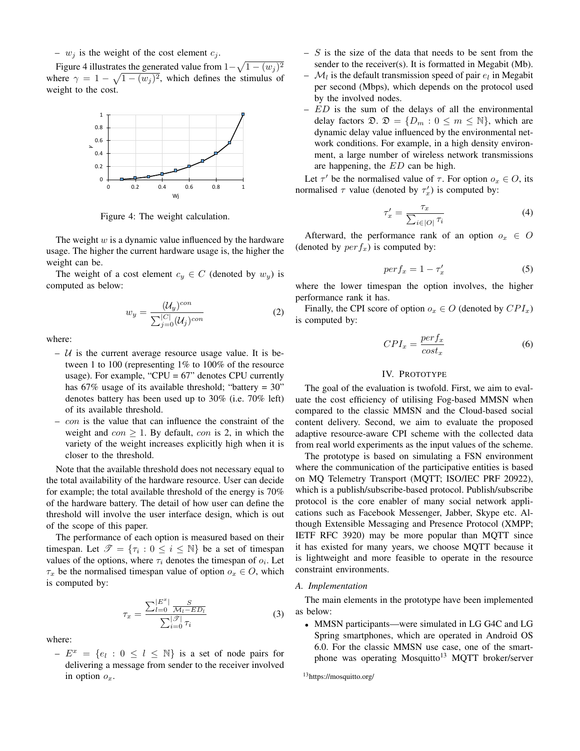– $w_j$ is the weight of the cost element $c_j$.

Figure 4 illustrates the generated value from $1-\sqrt{1-(w_j)^2}$ where $\gamma = 1 - \sqrt{1-(w_j)^2}$, which defines the stimulus of weight to the cost.

Figure 4: The weight calculation.

The weight $w$ is a dynamic value influenced by the hardware usage. The higher the current hardware usage is, the higher the weight can be.

The weight of a cost element $c_y \in C$ (denoted by $w_y$) is computed as below:

$$w_y = \frac{(\mathcal{U}_y)^{con}}{\sum_{j=0}^{|C|}(\mathcal{U}_j)^{con}} \tag{2}$$

where:

- $\mathcal{U}$ is the current average resource usage value. It is between 1 to 100 (representing 1% to 100% of the resource usage). For example, "CPU = 67" denotes CPU currently has 67% usage of its available threshold; "battery = 30" denotes battery has been used up to 30% (i.e. 70% left) of its available threshold.
- $con$ is the value that can influence the constraint of the weight and $con \geq 1$. By default, $con$ is 2, in which the variety of the weight increases explicitly high when it is closer to the threshold.

Note that the available threshold does not necessary equal to the total availability of the hardware resource. User can decide for example; the total available threshold of the energy is 70% of the hardware battery. The detail of how user can define the threshold will involve the user interface design, which is out of the scope of this paper.

The performance of each option is measured based on their timespan. Let $\mathscr{T} = \{\tau_i : 0 \leq i \leq \mathbb{N}\}$ be a set of timespan values of the options, where $\tau_i$ denotes the timespan of $o_i$. Let $\tau_x$ be the normalised timespan value of option $o_x \in O$, which is computed by:

$$\tau_x = \frac{\sum_{l=0}^{|E^x|}\frac{S}{\mathcal{M}_l - ED_l}}{\sum_{i=0}^{|\mathscr{T}|}\tau_i} \tag{3}$$

where:

- $E^x = \{e_l : 0 \leq l \leq \mathbb{N}\}$ is a set of node pairs for delivering a message from sender to the receiver involved in option $o_x$.
- $S$ is the size of the data that needs to be sent from the sender to the receiver(s). It is formatted in Megabit (Mb).
- $\mathcal{M}_l$ is the default transmission speed of pair $e_l$ in Megabit per second (Mbps), which depends on the protocol used by the involved nodes.
- $ED$ is the sum of the delays of all the environmental delay factors $\mathfrak{D}$. $\mathfrak{D} = \{D_m : 0 \leq m \leq \mathbb{N}\}$, which are dynamic delay value influenced by the environmental network conditions. For example, in a high density environment, a large number of wireless network transmissions are happening, the $ED$ can be high.

Let $\tau'$ be the normalised value of $\tau$. For option $o_x \in O$, its normalised $\tau$ value (denoted by $\tau'_x$) is computed by:

$$\tau'_x = \frac{\tau_x}{\sum_{i\in|O|}\tau_i} \tag{4}$$

Afterward, the performance rank of an option $o_x \in O$ (denoted by $perf_x$) is computed by:

$$perf_x = 1 - \tau'_x \tag{5}$$

where the lower timespan the option involves, the higher performance rank it has.

Finally, the CPI score of option $o_x \in O$ (denoted by $CPI_x$) is computed by:

$$CPI_x = \frac{perf_x}{cost_x} \tag{6}$$

## IV. Prototype

The goal of the evaluation is twofold. First, we aim to evaluate the cost efficiency of utilising Fog-based MMSN when compared to the classic MMSN and the Cloud-based social content delivery. Second, we aim to evaluate the proposed adaptive resource-aware CPI scheme with the collected data from real world experiments as the input values of the scheme.

The prototype is based on simulating a FSN environment where the communication of the participative entities is based on MQ Telemetry Transport (MQTT; ISO/IEC PRF 20922), which is a publish/subscribe-based protocol. Publish/subscribe protocol is the core enabler of many social network applications such as Facebook Messenger, Jabber, Skype etc. Although Extensible Messaging and Presence Protocol (XMPP; IETF RFC 3920) may be more popular than MQTT since it has existed for many years, we choose MQTT because it is lightweight and more feasible to operate in the resource constraint environments.

### A. Implementation

The main elements in the prototype have been implemented as below:

- MMSN participants—were simulated in LG G4C and LG Spring smartphones, which are operated in Android OS 6.0. For the classic MMSN use case, one of the smartphone was operating Mosquitto[13] MQTT broker/server

[13] https://mosquitto.org/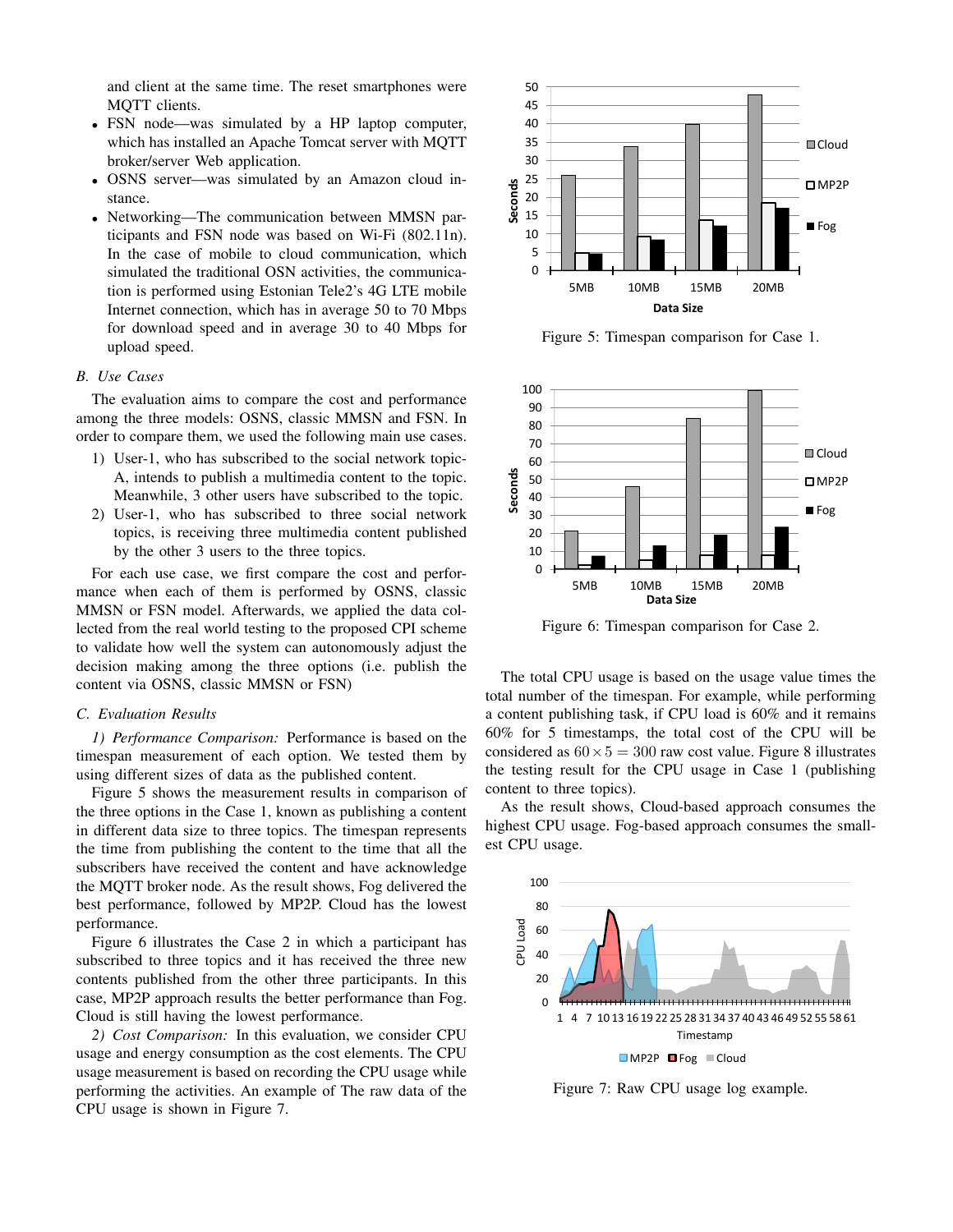and client at the same time. The reset smartphones were MQTT clients.

- FSN node—was simulated by a HP laptop computer, which has installed an Apache Tomcat server with MQTT broker/server Web application.
- OSNS server—was simulated by an Amazon cloud instance.
- Networking—The communication between MMSN participants and FSN node was based on Wi-Fi (802.11n). In the case of mobile to cloud communication, which simulated the traditional OSN activities, the communication is performed using Estonian Tele2's 4G LTE mobile Internet connection, which has in average 50 to 70 Mbps for download speed and in average 30 to 40 Mbps for upload speed.

### B. Use Cases

The evaluation aims to compare the cost and performance among the three models: OSNS, classic MMSN and FSN. In order to compare them, we used the following main use cases.

1) User-1, who has subscribed to the social network topic-A, intends to publish a multimedia content to the topic. Meanwhile, 3 other users have subscribed to the topic.
2) User-1, who has subscribed to three social network topics, is receiving three multimedia content published by the other 3 users to the three topics.

For each use case, we first compare the cost and performance when each of them is performed by OSNS, classic MMSN or FSN model. Afterwards, we applied the data collected from the real world testing to the proposed CPI scheme to validate how well the system can autonomously adjust the decision making among the three options (i.e. publish the content via OSNS, classic MMSN or FSN)

### C. Evaluation Results

*1) Performance Comparison:* Performance is based on the timespan measurement of each option. We tested them by using different sizes of data as the published content.

Figure 5 shows the measurement results in comparison of the three options in the Case 1, known as publishing a content in different data size to three topics. The timespan represents the time from publishing the content to the time that all the subscribers have received the content and have acknowledge the MQTT broker node. As the result shows, Fog delivered the best performance, followed by MP2P. Cloud has the lowest performance.

Figure 6 illustrates the Case 2 in which a participant has subscribed to three topics and it has received the three new contents published from the other three participants. In this case, MP2P approach results the better performance than Fog. Cloud is still having the lowest performance.

*2) Cost Comparison:* In this evaluation, we consider CPU usage and energy consumption as the cost elements. The CPU usage measurement is based on recording the CPU usage while performing the activities. An example of The raw data of the CPU usage is shown in Figure 7.

Figure 5: Timespan comparison for Case 1.

Figure 6: Timespan comparison for Case 2.

The total CPU usage is based on the usage value times the total number of the timespan. For example, while performing a content publishing task, if CPU load is 60% and it remains 60% for 5 timestamps, the total cost of the CPU will be considered as $60 \times 5 = 300$ raw cost value. Figure 8 illustrates the testing result for the CPU usage in Case 1 (publishing content to three topics).

As the result shows, Cloud-based approach consumes the highest CPU usage. Fog-based approach consumes the smallest CPU usage.

Figure 7: Raw CPU usage log example.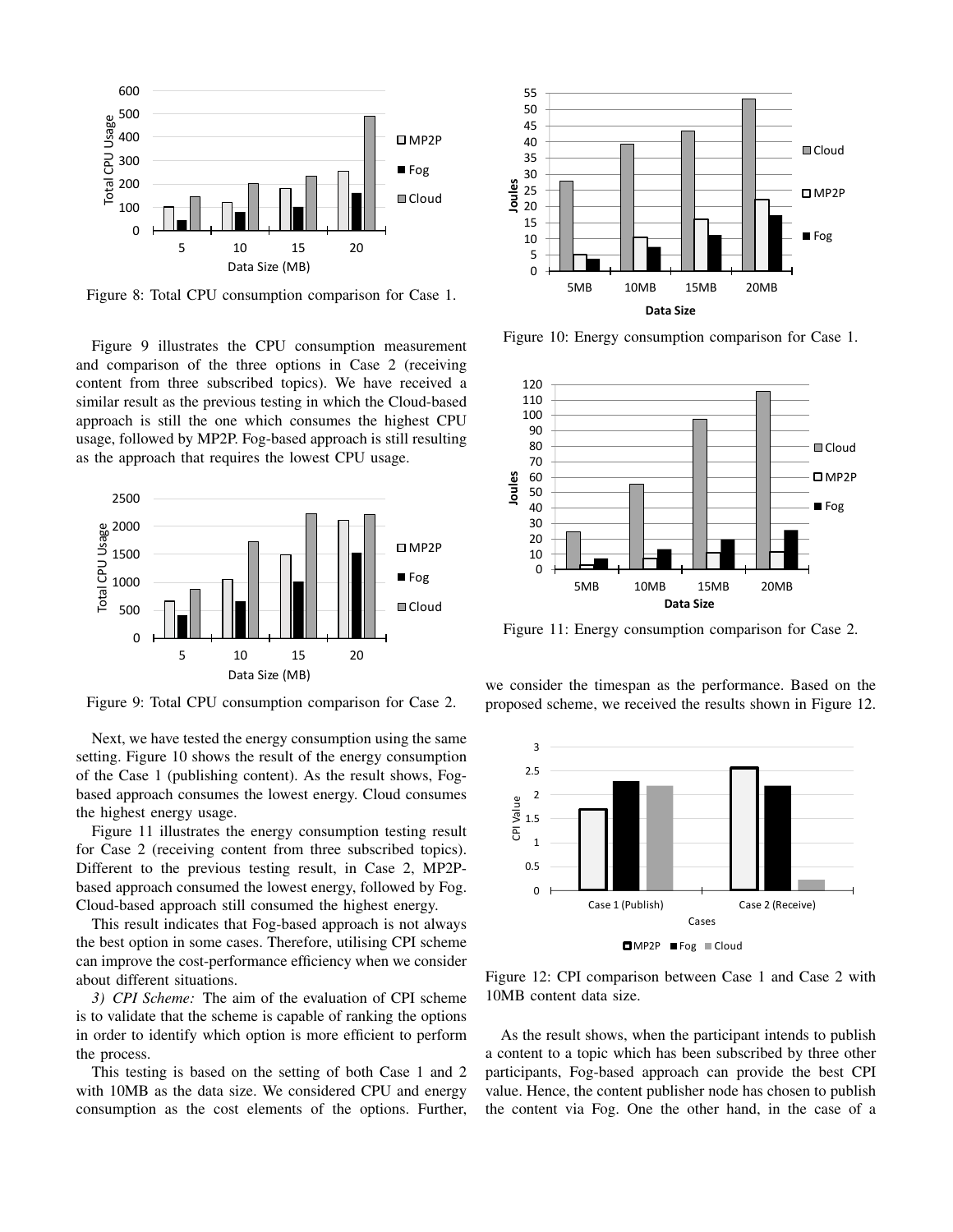Figure 8: Total CPU consumption comparison for Case 1.

Figure 9 illustrates the CPU consumption measurement and comparison of the three options in Case 2 (receiving content from three subscribed topics). We have received a similar result as the previous testing in which the Cloud-based approach is still the one which consumes the highest CPU usage, followed by MP2P. Fog-based approach is still resulting as the approach that requires the lowest CPU usage.

Figure 9: Total CPU consumption comparison for Case 2.

Next, we have tested the energy consumption using the same setting. Figure 10 shows the result of the energy consumption of the Case 1 (publishing content). As the result shows, Fog-based approach consumes the lowest energy. Cloud consumes the highest energy usage.

Figure 11 illustrates the energy consumption testing result for Case 2 (receiving content from three subscribed topics). Different to the previous testing result, in Case 2, MP2P-based approach consumed the lowest energy, followed by Fog. Cloud-based approach still consumed the highest energy.

This result indicates that Fog-based approach is not always the best option in some cases. Therefore, utilising CPI scheme can improve the cost-performance efficiency when we consider about different situations.

*3) CPI Scheme:* The aim of the evaluation of CPI scheme is to validate that the scheme is capable of ranking the options in order to identify which option is more efficient to perform the process.

This testing is based on the setting of both Case 1 and 2 with 10MB as the data size. We considered CPU and energy consumption as the cost elements of the options. Further,

Figure 10: Energy consumption comparison for Case 1.

Figure 11: Energy consumption comparison for Case 2.

we consider the timespan as the performance. Based on the proposed scheme, we received the results shown in Figure 12.

Figure 12: CPI comparison between Case 1 and Case 2 with 10MB content data size.

As the result shows, when the participant intends to publish a content to a topic which has been subscribed by three other participants, Fog-based approach can provide the best CPI value. Hence, the content publisher node has chosen to publish the content via Fog. One the other hand, in the case of a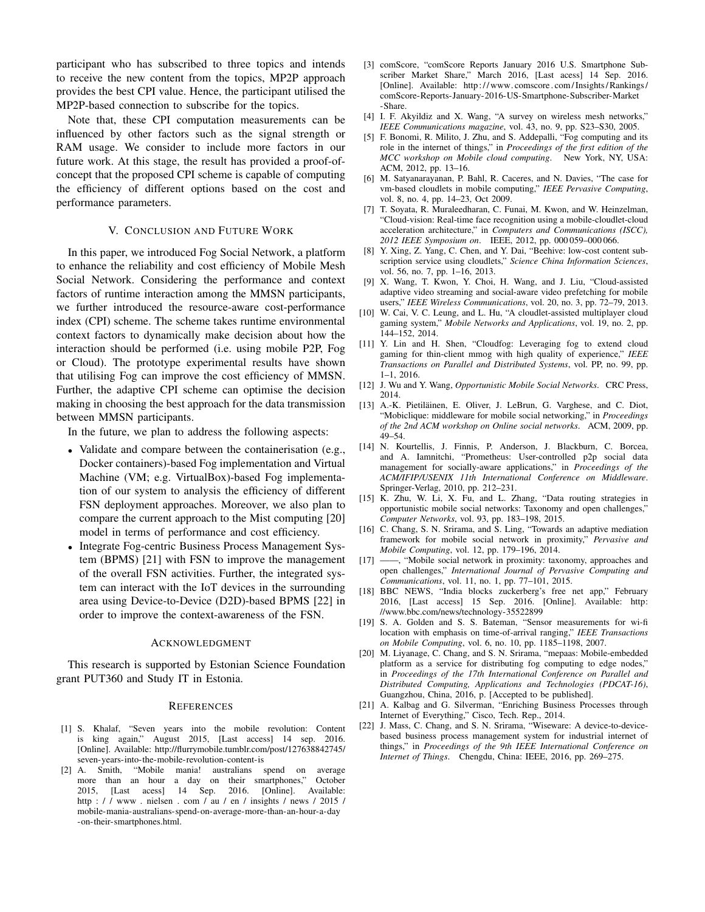participant who has subscribed to three topics and intends to receive the new content from the topics, MP2P approach provides the best CPI value. Hence, the participant utilised the MP2P-based connection to subscribe for the topics.

Note that, these CPI computation measurements can be influenced by other factors such as the signal strength or RAM usage. We consider to include more factors in our future work. At this stage, the result has provided a proof-of-concept that the proposed CPI scheme is capable of computing the efficiency of different options based on the cost and performance parameters.

## V. Conclusion and Future Work

In this paper, we introduced Fog Social Network, a platform to enhance the reliability and cost efficiency of Mobile Mesh Social Network. Considering the performance and context factors of runtime interaction among the MMSN participants, we further introduced the resource-aware cost-performance index (CPI) scheme. The scheme takes runtime environmental context factors to dynamically make decision about how the interaction should be performed (i.e. using mobile P2P, Fog or Cloud). The prototype experimental results have shown that utilising Fog can improve the cost efficiency of MMSN. Further, the adaptive CPI scheme can optimise the decision making in choosing the best approach for the data transmission between MMSN participants.

In the future, we plan to address the following aspects:

- Validate and compare between the containerisation (e.g., Docker containers)-based Fog implementation and Virtual Machine (VM; e.g. VirtualBox)-based Fog implementation of our system to analysis the efficiency of different FSN deployment approaches. Moreover, we also plan to compare the current approach to the Mist computing [20] model in terms of performance and cost efficiency.
- Integrate Fog-centric Business Process Management System (BPMS) [21] with FSN to improve the management of the overall FSN activities. Further, the integrated system can interact with the IoT devices in the surrounding area using Device-to-Device (D2D)-based BPMS [22] in order to improve the context-awareness of the FSN.

## Acknowledgment

This research is supported by Estonian Science Foundation grant PUT360 and Study IT in Estonia.

## References

[1] S. Khalaf, "Seven years into the mobile revolution: Content is king again," August 2015, [Last access] 14 sep. 2016. [Online]. Available: http://flurrymobile.tumblr.com/post/127638842745/seven-years-into-the-mobile-revolution-content-is

[2] A. Smith, "Mobile mania! australians spend on average more than an hour a day on their smartphones," October 2015, [Last acess] 14 Sep. 2016. [Online]. Available: http://www.nielsen.com/au/en/insights/news/2015/mobile-mania-australians-spend-on-average-more-than-an-hour-a-day-on-their-smartphones.html.

[3] comScore, "comScore Reports January 2016 U.S. Smartphone Subscriber Market Share," March 2016, [Last acess] 14 Sep. 2016. [Online]. Available: http://www.comscore.com/Insights/Rankings/comScore-Reports-January-2016-US-Smartphone-Subscriber-Market-Share.

[4] I. F. Akyildiz and X. Wang, "A survey on wireless mesh networks," *IEEE Communications magazine*, vol. 43, no. 9, pp. S23–S30, 2005.

[5] F. Bonomi, R. Milito, J. Zhu, and S. Addepalli, "Fog computing and its role in the internet of things," in *Proceedings of the first edition of the MCC workshop on Mobile cloud computing*. New York, NY, USA: ACM, 2012, pp. 13–16.

[6] M. Satyanarayanan, P. Bahl, R. Caceres, and N. Davies, "The case for vm-based cloudlets in mobile computing," *IEEE Pervasive Computing*, vol. 8, no. 4, pp. 14–23, Oct 2009.

[7] T. Soyata, R. Muraleedharan, C. Funai, M. Kwon, and W. Heinzelman, "Cloud-vision: Real-time face recognition using a mobile-cloudlet-cloud acceleration architecture," in *Computers and Communications (ISCC), 2012 IEEE Symposium on*. IEEE, 2012, pp. 000 059–000 066.

[8] Y. Xing, Z. Yang, C. Chen, and Y. Dai, "Beehive: low-cost content subscription service using cloudlets," *Science China Information Sciences*, vol. 56, no. 7, pp. 1–16, 2013.

[9] X. Wang, T. Kwon, Y. Choi, H. Wang, and J. Liu, "Cloud-assisted adaptive video streaming and social-aware video prefetching for mobile users," *IEEE Wireless Communications*, vol. 20, no. 3, pp. 72–79, 2013.

[10] W. Cai, V. C. Leung, and L. Hu, "A cloudlet-assisted multiplayer cloud gaming system," *Mobile Networks and Applications*, vol. 19, no. 2, pp. 144–152, 2014.

[11] Y. Lin and H. Shen, "Cloudfog: Leveraging fog to extend cloud gaming for thin-client mmog with high quality of experience," *IEEE Transactions on Parallel and Distributed Systems*, vol. PP, no. 99, pp. 1–1, 2016.

[12] J. Wu and Y. Wang, *Opportunistic Mobile Social Networks*. CRC Press, 2014.

[13] A.-K. Pietiläinen, E. Oliver, J. LeBrun, G. Varghese, and C. Diot, "Mobiclique: middleware for mobile social networking," in *Proceedings of the 2nd ACM workshop on Online social networks*. ACM, 2009, pp. 49–54.

[14] N. Kourtellis, J. Finnis, P. Anderson, J. Blackburn, C. Borcea, and A. Iamnitchi, "Prometheus: User-controlled p2p social data management for socially-aware applications," in *Proceedings of the ACM/IFIP/USENIX 11th International Conference on Middleware*. Springer-Verlag, 2010, pp. 212–231.

[15] K. Zhu, W. Li, X. Fu, and L. Zhang, "Data routing strategies in opportunistic mobile social networks: Taxonomy and open challenges," *Computer Networks*, vol. 93, pp. 183–198, 2015.

[16] C. Chang, S. N. Srirama, and S. Ling, "Towards an adaptive mediation framework for mobile social network in proximity," *Pervasive and Mobile Computing*, vol. 12, pp. 179–196, 2014.

[17] ——, "Mobile social network in proximity: taxonomy, approaches and open challenges," *International Journal of Pervasive Computing and Communications*, vol. 11, no. 1, pp. 77–101, 2015.

[18] BBC NEWS, "India blocks zuckerberg's free net app," February 2016, [Last access] 15 Sep. 2016. [Online]. Available: http://www.bbc.com/news/technology-35522899

[19] S. A. Golden and S. S. Bateman, "Sensor measurements for wi-fi location with emphasis on time-of-arrival ranging," *IEEE Transactions on Mobile Computing*, vol. 6, no. 10, pp. 1185–1198, 2007.

[20] M. Liyanage, C. Chang, and S. N. Srirama, "mepaas: Mobile-embedded platform as a service for distributing fog computing to edge nodes," in *Proceedings of the 17th International Conference on Parallel and Distributed Computing, Applications and Technologies (PDCAT-16)*, Guangzhou, China, 2016, p. [Accepted to be published].

[21] A. Kalbag and G. Silverman, "Enriching Business Processes through Internet of Everything," Cisco, Tech. Rep., 2014.

[22] J. Mass, C. Chang, and S. N. Srirama, "Wiseware: A device-to-device-based business process management system for industrial internet of things," in *Proceedings of the 9th IEEE International Conference on Internet of Things*. Chengdu, China: IEEE, 2016, pp. 269–275.